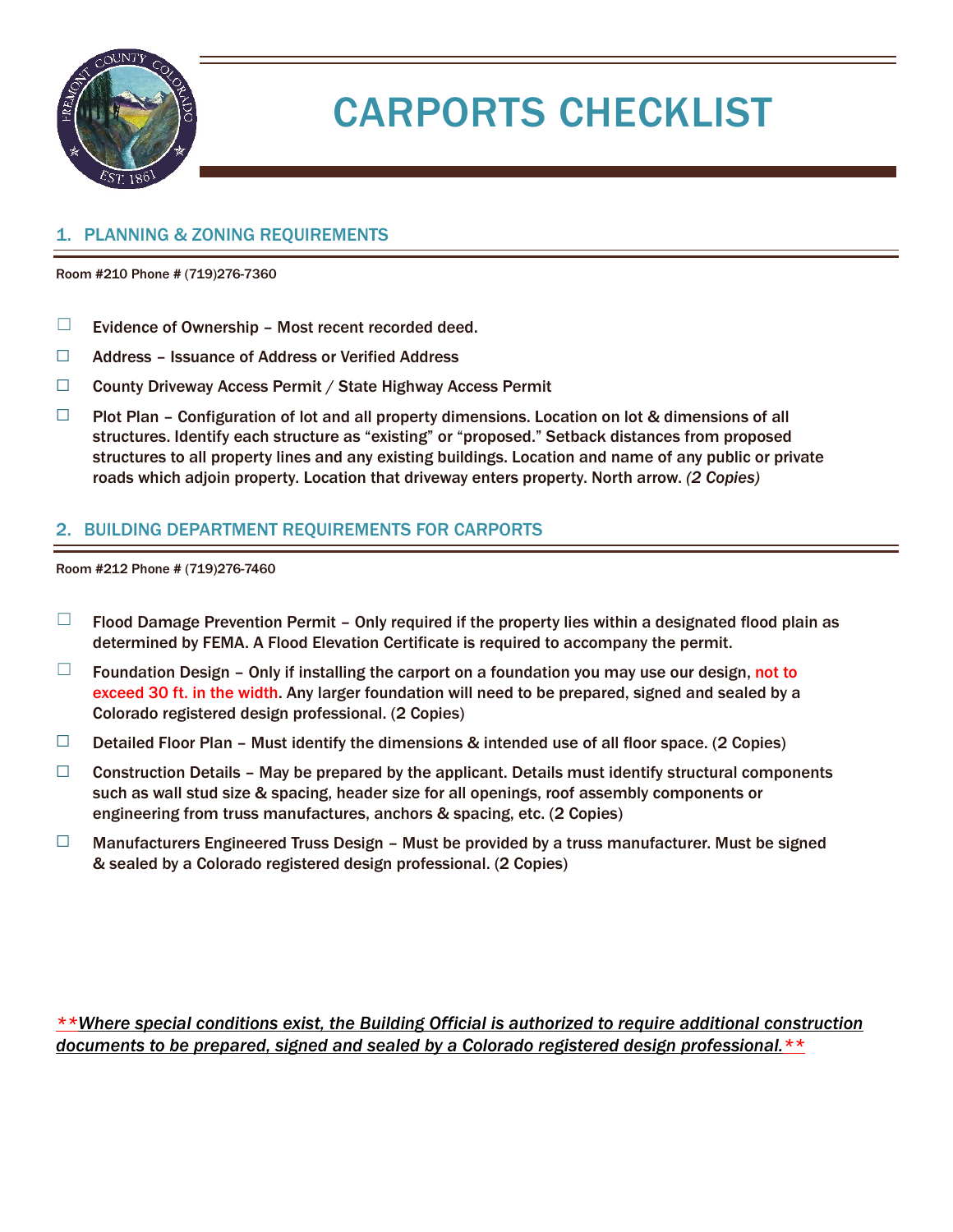# CARPORTS CHECKLIST

## 1. PLANNING & ZONING REQUIREMENTS

**Room #210 Phone # (719)276-7360**

- ☐ Evidence of Ownership – Most recent recorded deed.
- ☐ Address – Issuance of Address or Verified Address
- ☐ County Driveway Access Permit / State Highway Access Permit
- ☐ Plot Plan – Configuration of lot and all property dimensions. Location on lot & dimensions of all structures. Identify each structure as "existing" or "proposed." Setback distances from proposed structures to all property lines and any existing buildings. Location and name of any public or private roads which adjoin property. Location that driveway enters property. North arrow. *(2 Copies)*

## 2. BUILDING DEPARTMENT REQUIREMENTS FOR CARPORTS

**Room #212 Phone # (719)276-7460**

- ☐ Flood Damage Prevention Permit – Only required if the property lies within a designated flood plain as determined by FEMA. A Flood Elevation Certificate is required to accompany the permit.
- ☐ Foundation Design – Only if installing the carport on a foundation you may use our design, not to exceed 30 ft. in the width. Any larger foundation will need to be prepared, signed and sealed by a Colorado registered design professional. (2 Copies)
- ☐ Detailed Floor Plan – Must identify the dimensions & intended use of all floor space. (2 Copies)
- ☐ Construction Details – May be prepared by the applicant. Details must identify structural components such as wall stud size & spacing, header size for all openings, roof assembly components or engineering from truss manufactures, anchors & spacing, etc. (2 Copies)
- ☐ Manufacturers Engineered Truss Design – Must be provided by a truss manufacturer. Must be signed & sealed by a Colorado registered design professional. (2 Copies)

***\*\*Where special conditions exist, the Building Official is authorized to require additional construction documents to be prepared, signed and sealed by a Colorado registered design professional.\*\****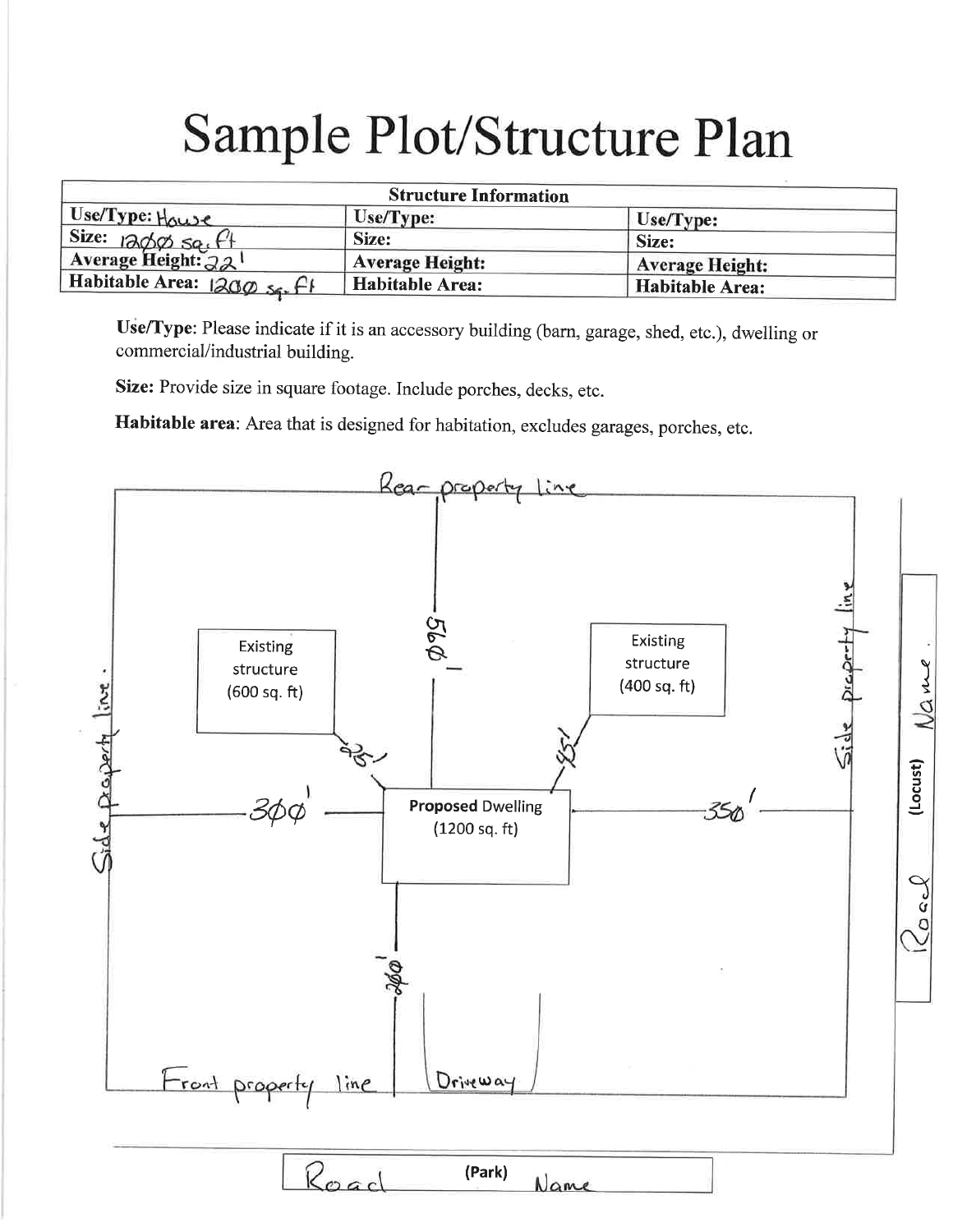# Sample Plot/Structure Plan

| Structure Information | | |
|---|---|---|
| **Use/Type:** House | **Use/Type:** | **Use/Type:** |
| **Size:** 1200 sq. ft | **Size:** | **Size:** |
| **Average Height:** 22' | **Average Height:** | **Average Height:** |
| **Habitable Area:** 1200 sq. ft | **Habitable Area:** | **Habitable Area:** |

**Use/Type**: Please indicate if it is an accessory building (barn, garage, shed, etc.), dwelling or commercial/industrial building.

**Size:** Provide size in square footage. Include porches, decks, etc.

**Habitable area**: Area that is designed for habitation, excludes garages, porches, etc.

Rear property line

Side property line

Side property line

Existing structure (600 sq. ft)

Existing structure (400 sq. ft)

560'

25'

45'

300'

350'

**Proposed** Dwelling (1200 sq. ft)

200'

Front property line

Driveway

Road **(Locust)** Name

Road **(Park)** Name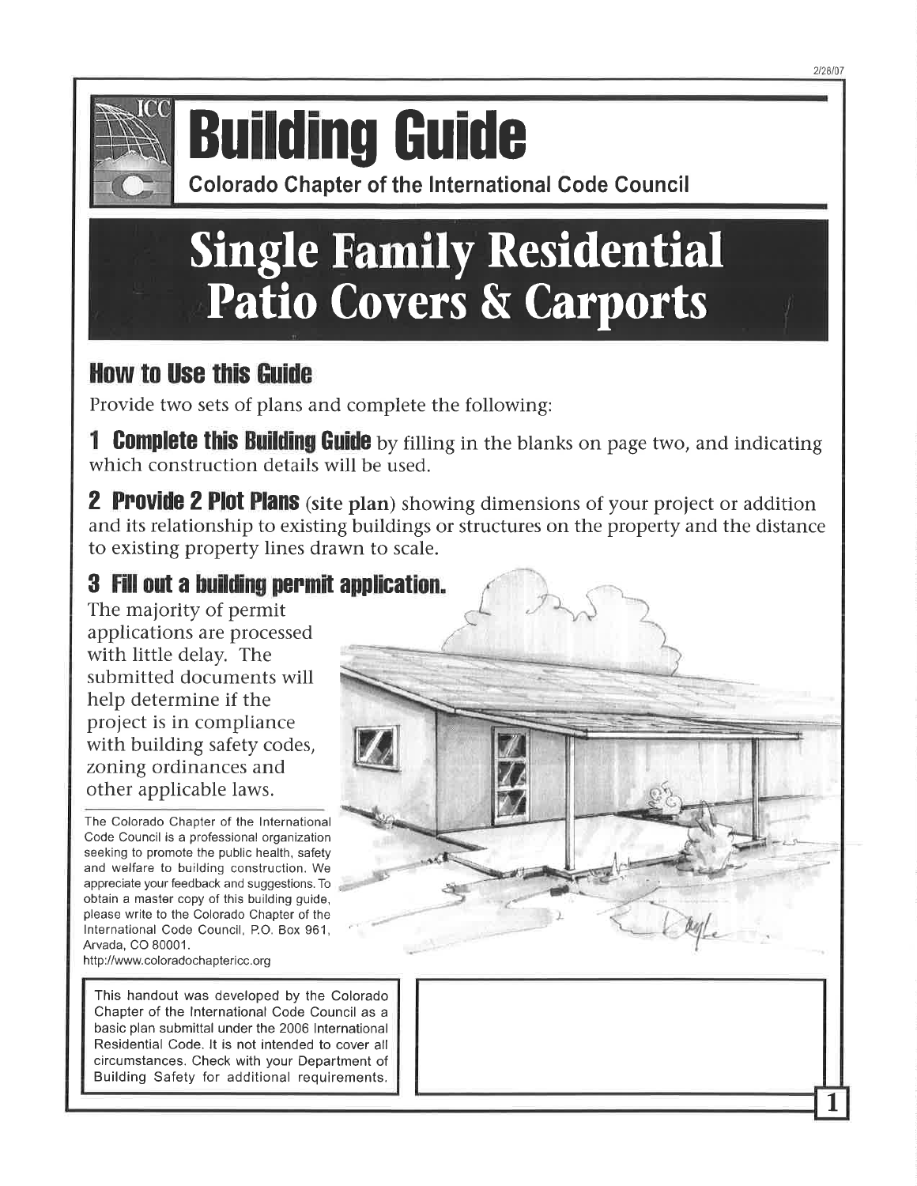# Building Guide

Colorado Chapter of the International Code Council

# Single Family Residential Patio Covers & Carports

## How to Use this Guide

Provide two sets of plans and complete the following:

**1 Complete this Building Guide** by filling in the blanks on page two, and indicating which construction details will be used.

**2 Provide 2 Plot Plans** (site plan) showing dimensions of your project or addition and its relationship to existing buildings or structures on the property and the distance to existing property lines drawn to scale.

**3 Fill out a building permit application.**

The majority of permit applications are processed with little delay. The submitted documents will help determine if the project is in compliance with building safety codes, zoning ordinances and other applicable laws.

The Colorado Chapter of the International Code Council is a professional organization seeking to promote the public health, safety and welfare to building construction. We appreciate your feedback and suggestions. To obtain a master copy of this building guide, please write to the Colorado Chapter of the International Code Council, P.O. Box 961, Arvada, CO 80001.
http://www.coloradochaptericc.org

This handout was developed by the Colorado Chapter of the International Code Council as a basic plan submittal under the 2006 International Residential Code. It is not intended to cover all circumstances. Check with your Department of Building Safety for additional requirements.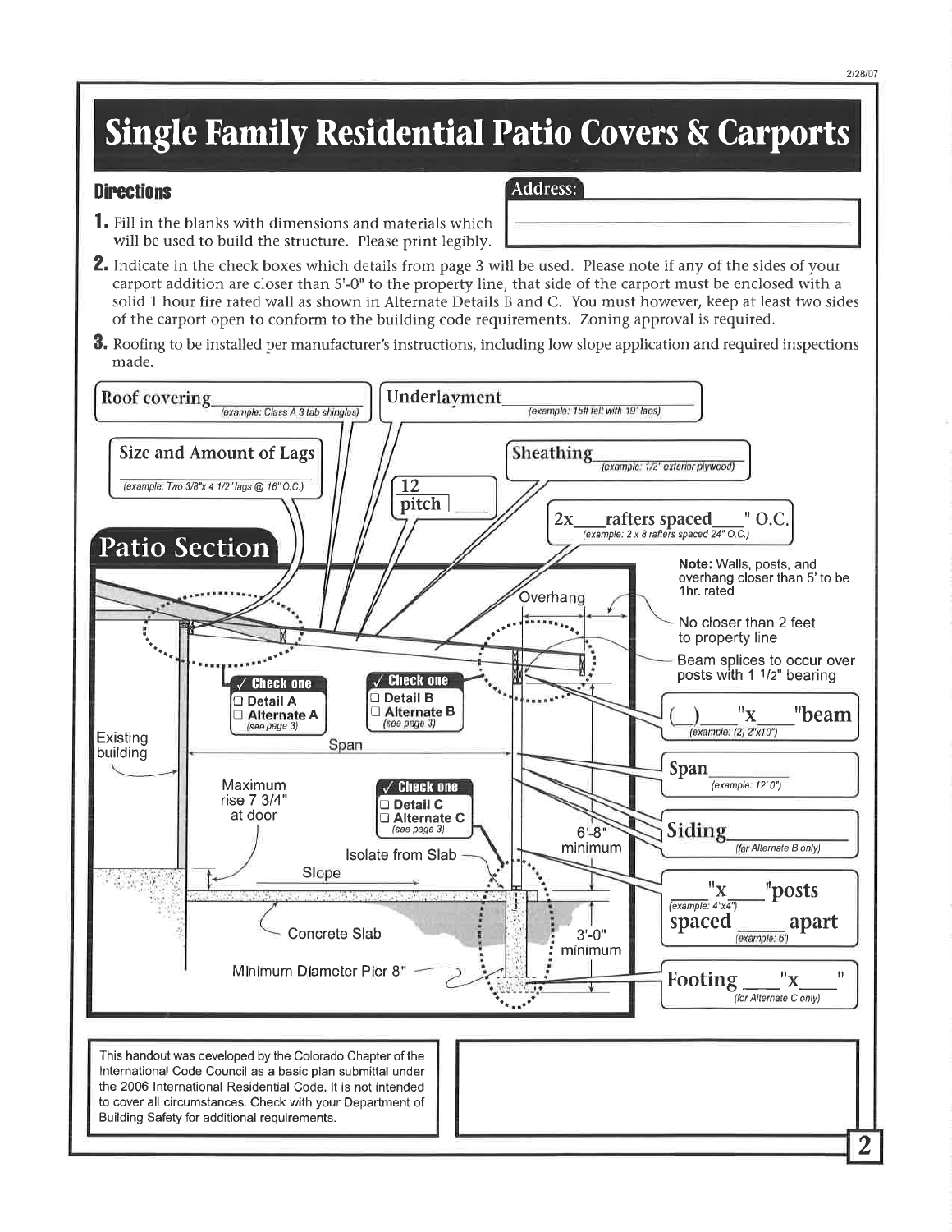# Single Family Residential Patio Covers & Carports

## Directions

**Address:** ____________________

1. Fill in the blanks with dimensions and materials which will be used to build the structure. Please print legibly.
2. Indicate in the check boxes which details from page 3 will be used. Please note if any of the sides of your carport addition are closer than 5'-0" to the property line, that side of the carport must be enclosed with a solid 1 hour fire rated wall as shown in Alternate Details B and C. You must however, keep at least two sides of the carport open to conform to the building code requirements. Zoning approval is required.
3. Roofing to be installed per manufacturer's instructions, including low slope application and required inspections made.

## Patio Section

- **Roof covering** ____________ *(example: Class A 3 tab shingles)*
- **Underlayment** ____________ *(example: 15# felt with 19' laps)*
- **Size and Amount of Lags** ____________ *(example: Two 3/8"x 4 1/2" lags @ 16" O.C.)*
- **Sheathing** ____________ *(example: 1/2" exterior plywood)*
- **12 / pitch** ____
- **2x____ rafters spaced____" O.C.** *(example: 2 x 8 rafters spaced 24" O.C.)*
- **(__) ____"x____"beam** *(example: (2) 2"x10")*
- **Span** ____________ *(example: 12' 0")*
- **Siding** ____________ *(for Alternate B only)*
- **____"x____"posts** *(example: 4"x4")* **spaced ____ apart** *(example: 6')*
- **Footing ____"x____"** *(for Alternate C only)*

**✓ Check one**
- ☐ Detail A
- ☐ Alternate A *(see page 3)*

**✓ Check one**
- ☐ Detail B
- ☐ Alternate B *(see page 3)*

**✓ Check one**
- ☐ Detail C
- ☐ Alternate C *(see page 3)*

**Note:** Walls, posts, and overhang closer than 5' to be 1hr. rated

Diagram labels: Existing building; Span; Overhang; No closer than 2 feet to property line; Beam splices to occur over posts with 1 1/2" bearing; Maximum rise 7 3/4" at door; Slope; Isolate from Slab; 6'-8" minimum; Concrete Slab; 3'-0" minimum; Minimum Diameter Pier 8"

This handout was developed by the Colorado Chapter of the International Code Council as a basic plan submittal under the 2006 International Residential Code. It is not intended to cover all circumstances. Check with your Department of Building Safety for additional requirements.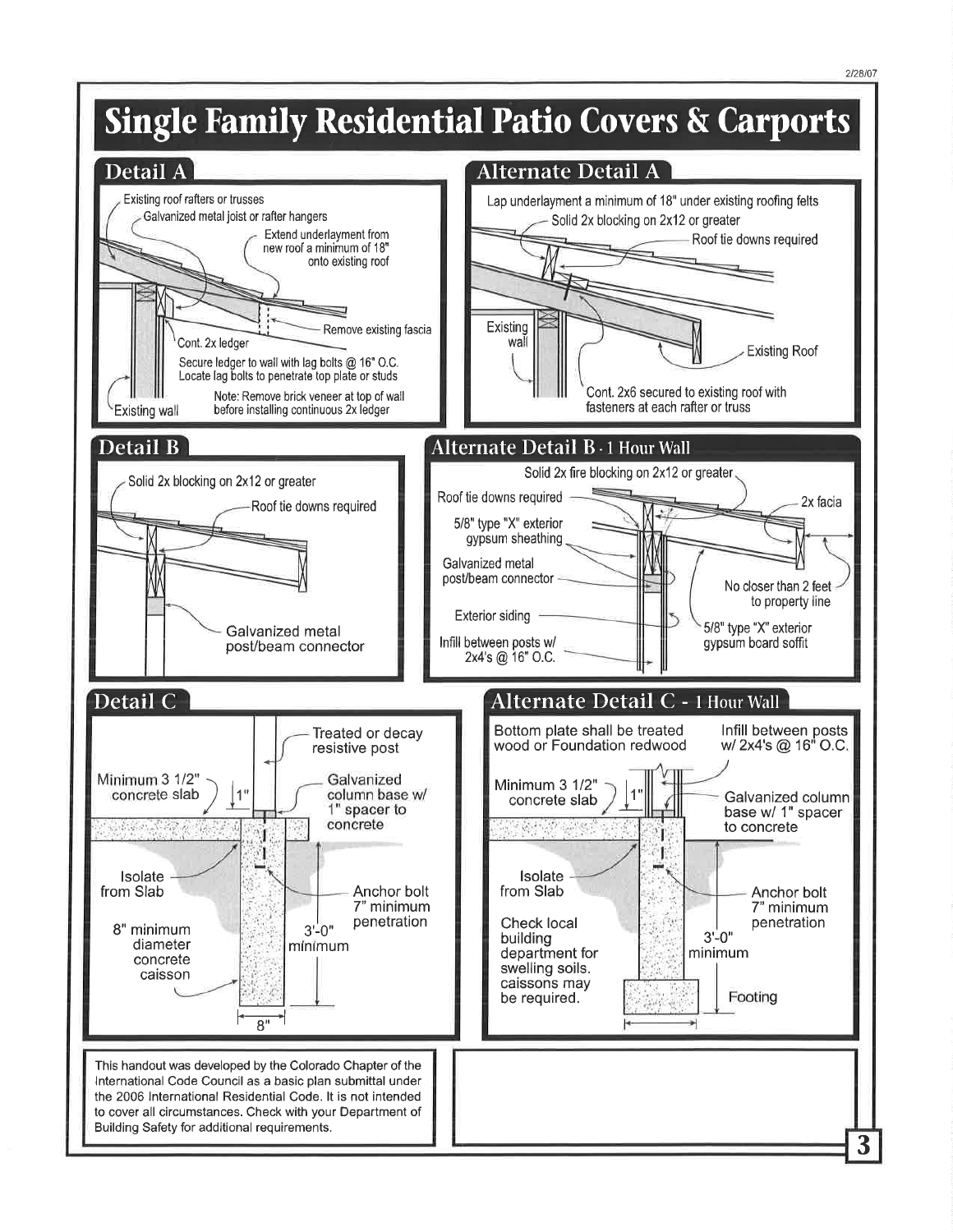# Single Family Residential Patio Covers & Carports

## Detail A

Existing roof rafters or trusses

Galvanized metal joist or rafter hangers

Extend underlayment from new roof a minimum of 18" onto existing roof

Remove existing fascia

Cont. 2x ledger

Secure ledger to wall with lag bolts @ 16" O.C.
Locate lag bolts to penetrate top plate or studs

Note: Remove brick veneer at top of wall before installing continuous 2x ledger

Existing wall

## Alternate Detail A

Lap underlayment a minimum of 18" under existing roofing felts

Solid 2x blocking on 2x12 or greater

Roof tie downs required

Existing wall

Existing Roof

Cont. 2x6 secured to existing roof with fasteners at each rafter or truss

## Detail B

Solid 2x blocking on 2x12 or greater

Roof tie downs required

Galvanized metal post/beam connector

## Alternate Detail B - 1 Hour Wall

Solid 2x fire blocking on 2x12 or greater

Roof tie downs required

2x facia

5/8" type "X" exterior gypsum sheathing

Galvanized metal post/beam connector

No closer than 2 feet to property line

Exterior siding

5/8" type "X" exterior gypsum board soffit

Infill between posts w/ 2x4's @ 16" O.C.

## Detail C

Treated or decay resistive post

Minimum 3 1/2" concrete slab

1"

Galvanized column base w/ 1" spacer to concrete

Isolate from Slab

Anchor bolt 7" minimum penetration

8" minimum diameter concrete caisson

3'-0" minimum

8"

## Alternate Detail C - 1 Hour Wall

Bottom plate shall be treated wood or Foundation redwood

Infill between posts w/ 2x4's @ 16" O.C.

Minimum 3 1/2" concrete slab

1"

Galvanized column base w/ 1" spacer to concrete

Isolate from Slab

Anchor bolt 7" minimum penetration

Check local building department for swelling soils. caissons may be required.

3'-0" minimum

Footing

This handout was developed by the Colorado Chapter of the International Code Council as a basic plan submittal under the 2006 International Residential Code. It is not intended to cover all circumstances. Check with your Department of Building Safety for additional requirements.